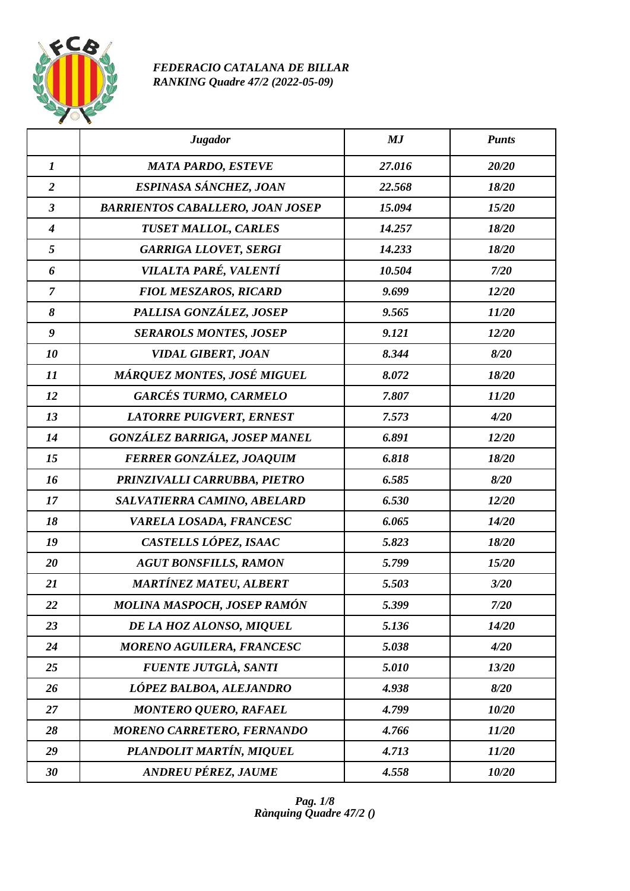*FEDERACIO CATALANA DE BILLAR*
*RANKING Quadre 47/2 (2022-05-09)*

| | *Jugador* | *MJ* | *Punts* |
|---|---|---|---|
| *1* | *MATA PARDO, ESTEVE* | *27.016* | *20/20* |
| *2* | *ESPINASA SÁNCHEZ, JOAN* | *22.568* | *18/20* |
| *3* | *BARRIENTOS CABALLERO, JOAN JOSEP* | *15.094* | *15/20* |
| *4* | *TUSET MALLOL, CARLES* | *14.257* | *18/20* |
| *5* | *GARRIGA LLOVET, SERGI* | *14.233* | *18/20* |
| *6* | *VILALTA PARÉ, VALENTÍ* | *10.504* | *7/20* |
| *7* | *FIOL MESZAROS, RICARD* | *9.699* | *12/20* |
| *8* | *PALLISA GONZÁLEZ, JOSEP* | *9.565* | *11/20* |
| *9* | *SERAROLS MONTES, JOSEP* | *9.121* | *12/20* |
| *10* | *VIDAL GIBERT, JOAN* | *8.344* | *8/20* |
| *11* | *MÁRQUEZ MONTES, JOSÉ MIGUEL* | *8.072* | *18/20* |
| *12* | *GARCÉS TURMO, CARMELO* | *7.807* | *11/20* |
| *13* | *LATORRE PUIGVERT, ERNEST* | *7.573* | *4/20* |
| *14* | *GONZÁLEZ BARRIGA, JOSEP MANEL* | *6.891* | *12/20* |
| *15* | *FERRER GONZÁLEZ, JOAQUIM* | *6.818* | *18/20* |
| *16* | *PRINZIVALLI CARRUBBA, PIETRO* | *6.585* | *8/20* |
| *17* | *SALVATIERRA CAMINO, ABELARD* | *6.530* | *12/20* |
| *18* | *VARELA LOSADA, FRANCESC* | *6.065* | *14/20* |
| *19* | *CASTELLS LÓPEZ, ISAAC* | *5.823* | *18/20* |
| *20* | *AGUT BONSFILLS, RAMON* | *5.799* | *15/20* |
| *21* | *MARTÍNEZ MATEU, ALBERT* | *5.503* | *3/20* |
| *22* | *MOLINA MASPOCH, JOSEP RAMÓN* | *5.399* | *7/20* |
| *23* | *DE LA HOZ ALONSO, MIQUEL* | *5.136* | *14/20* |
| *24* | *MORENO AGUILERA, FRANCESC* | *5.038* | *4/20* |
| *25* | *FUENTE JUTGLÀ, SANTI* | *5.010* | *13/20* |
| *26* | *LÓPEZ BALBOA, ALEJANDRO* | *4.938* | *8/20* |
| *27* | *MONTERO QUERO, RAFAEL* | *4.799* | *10/20* |
| *28* | *MORENO CARRETERO, FERNANDO* | *4.766* | *11/20* |
| *29* | *PLANDOLIT MARTÍN, MIQUEL* | *4.713* | *11/20* |
| *30* | *ANDREU PÉREZ, JAUME* | *4.558* | *10/20* |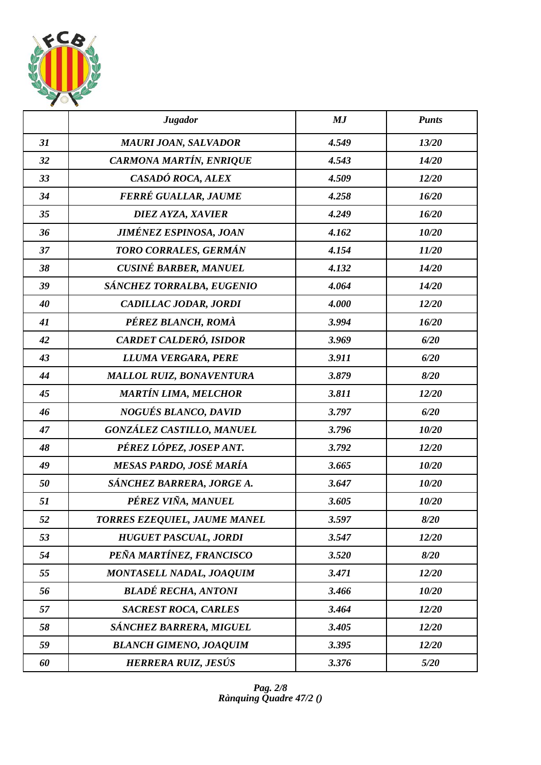| | *Jugador* | *MJ* | *Punts* |
|---|---|---|---|
| *31* | *MAURI JOAN, SALVADOR* | *4.549* | *13/20* |
| *32* | *CARMONA MARTÍN, ENRIQUE* | *4.543* | *14/20* |
| *33* | *CASADÓ ROCA, ALEX* | *4.509* | *12/20* |
| *34* | *FERRÉ GUALLAR, JAUME* | *4.258* | *16/20* |
| *35* | *DIEZ AYZA, XAVIER* | *4.249* | *16/20* |
| *36* | *JIMÉNEZ ESPINOSA, JOAN* | *4.162* | *10/20* |
| *37* | *TORO CORRALES, GERMÁN* | *4.154* | *11/20* |
| *38* | *CUSINÉ BARBER, MANUEL* | *4.132* | *14/20* |
| *39* | *SÁNCHEZ TORRALBA, EUGENIO* | *4.064* | *14/20* |
| *40* | *CADILLAC JODAR, JORDI* | *4.000* | *12/20* |
| *41* | *PÉREZ BLANCH, ROMÀ* | *3.994* | *16/20* |
| *42* | *CARDET CALDERÓ, ISIDOR* | *3.969* | *6/20* |
| *43* | *LLUMA VERGARA, PERE* | *3.911* | *6/20* |
| *44* | *MALLOL RUIZ, BONAVENTURA* | *3.879* | *8/20* |
| *45* | *MARTÍN LIMA, MELCHOR* | *3.811* | *12/20* |
| *46* | *NOGUÉS BLANCO, DAVID* | *3.797* | *6/20* |
| *47* | *GONZÁLEZ CASTILLO, MANUEL* | *3.796* | *10/20* |
| *48* | *PÉREZ LÓPEZ, JOSEP ANT.* | *3.792* | *12/20* |
| *49* | *MESAS PARDO, JOSÉ MARÍA* | *3.665* | *10/20* |
| *50* | *SÁNCHEZ BARRERA, JORGE A.* | *3.647* | *10/20* |
| *51* | *PÉREZ VIÑA, MANUEL* | *3.605* | *10/20* |
| *52* | *TORRES EZEQUIEL, JAUME MANEL* | *3.597* | *8/20* |
| *53* | *HUGUET PASCUAL, JORDI* | *3.547* | *12/20* |
| *54* | *PEÑA MARTÍNEZ, FRANCISCO* | *3.520* | *8/20* |
| *55* | *MONTASELL NADAL, JOAQUIM* | *3.471* | *12/20* |
| *56* | *BLADÉ RECHA, ANTONI* | *3.466* | *10/20* |
| *57* | *SACREST ROCA, CARLES* | *3.464* | *12/20* |
| *58* | *SÁNCHEZ BARRERA, MIGUEL* | *3.405* | *12/20* |
| *59* | *BLANCH GIMENO, JOAQUIM* | *3.395* | *12/20* |
| *60* | *HERRERA RUIZ, JESÚS* | *3.376* | *5/20* |

*Rànquing Quadre 47/2 ()*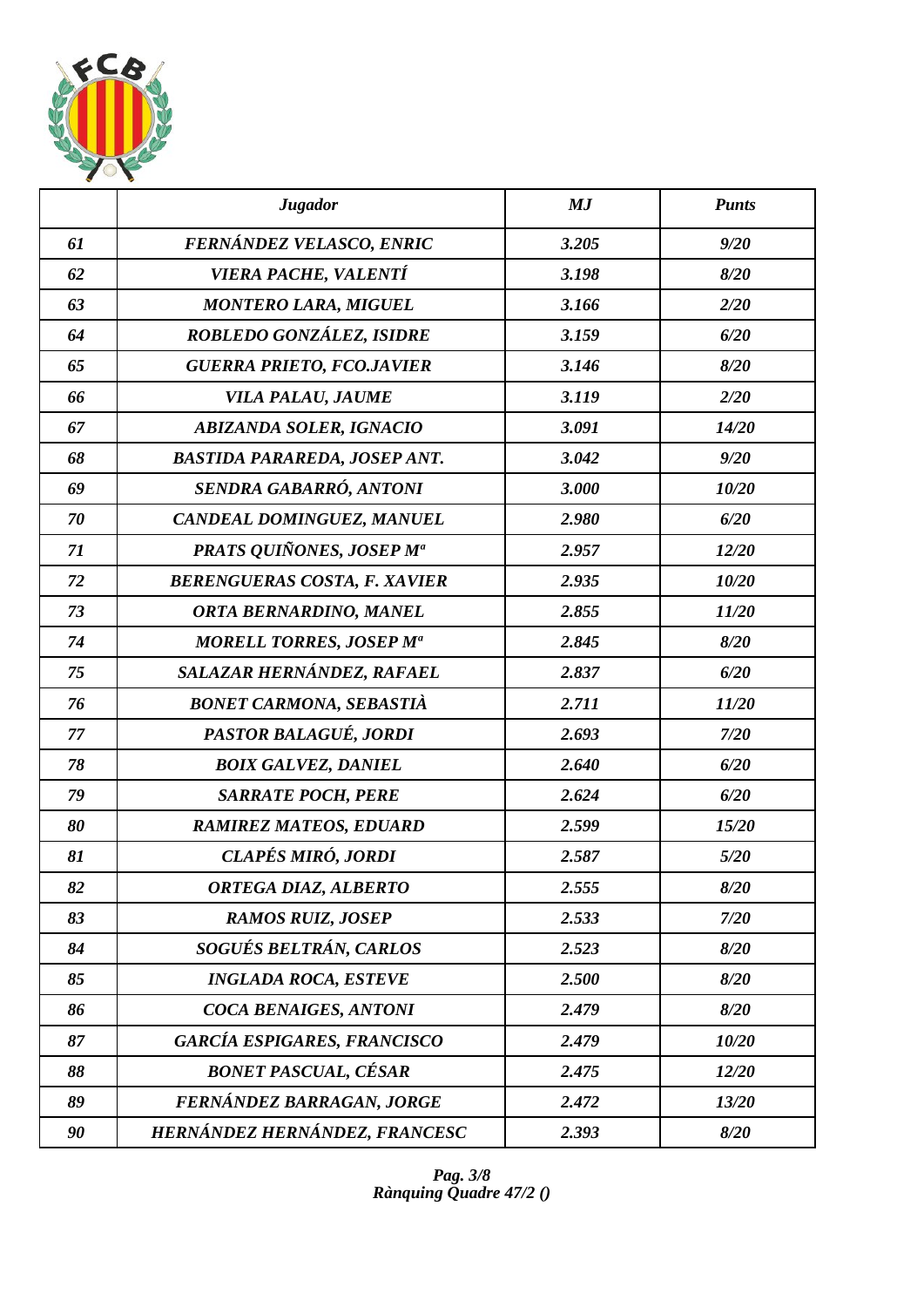| | *Jugador* | *MJ* | *Punts* |
|---|---|---|---|
| *61* | *FERNÁNDEZ VELASCO, ENRIC* | *3.205* | *9/20* |
| *62* | *VIERA PACHE, VALENTÍ* | *3.198* | *8/20* |
| *63* | *MONTERO LARA, MIGUEL* | *3.166* | *2/20* |
| *64* | *ROBLEDO GONZÁLEZ, ISIDRE* | *3.159* | *6/20* |
| *65* | *GUERRA PRIETO, FCO.JAVIER* | *3.146* | *8/20* |
| *66* | *VILA PALAU, JAUME* | *3.119* | *2/20* |
| *67* | *ABIZANDA SOLER, IGNACIO* | *3.091* | *14/20* |
| *68* | *BASTIDA PARAREDA, JOSEP ANT.* | *3.042* | *9/20* |
| *69* | *SENDRA GABARRÓ, ANTONI* | *3.000* | *10/20* |
| *70* | *CANDEAL DOMINGUEZ, MANUEL* | *2.980* | *6/20* |
| *71* | *PRATS QUIÑONES, JOSEP Mª* | *2.957* | *12/20* |
| *72* | *BERENGUERAS COSTA, F. XAVIER* | *2.935* | *10/20* |
| *73* | *ORTA BERNARDINO, MANEL* | *2.855* | *11/20* |
| *74* | *MORELL TORRES, JOSEP Mª* | *2.845* | *8/20* |
| *75* | *SALAZAR HERNÁNDEZ, RAFAEL* | *2.837* | *6/20* |
| *76* | *BONET CARMONA, SEBASTIÀ* | *2.711* | *11/20* |
| *77* | *PASTOR BALAGUÉ, JORDI* | *2.693* | *7/20* |
| *78* | *BOIX GALVEZ, DANIEL* | *2.640* | *6/20* |
| *79* | *SARRATE POCH, PERE* | *2.624* | *6/20* |
| *80* | *RAMIREZ MATEOS, EDUARD* | *2.599* | *15/20* |
| *81* | *CLAPÉS MIRÓ, JORDI* | *2.587* | *5/20* |
| *82* | *ORTEGA DIAZ, ALBERTO* | *2.555* | *8/20* |
| *83* | *RAMOS RUIZ, JOSEP* | *2.533* | *7/20* |
| *84* | *SOGUÉS BELTRÁN, CARLOS* | *2.523* | *8/20* |
| *85* | *INGLADA ROCA, ESTEVE* | *2.500* | *8/20* |
| *86* | *COCA BENAIGES, ANTONI* | *2.479* | *8/20* |
| *87* | *GARCÍA ESPIGARES, FRANCISCO* | *2.479* | *10/20* |
| *88* | *BONET PASCUAL, CÉSAR* | *2.475* | *12/20* |
| *89* | *FERNÁNDEZ BARRAGAN, JORGE* | *2.472* | *13/20* |
| *90* | *HERNÁNDEZ HERNÁNDEZ, FRANCESC* | *2.393* | *8/20* |

*Rànquing Quadre 47/2 ()*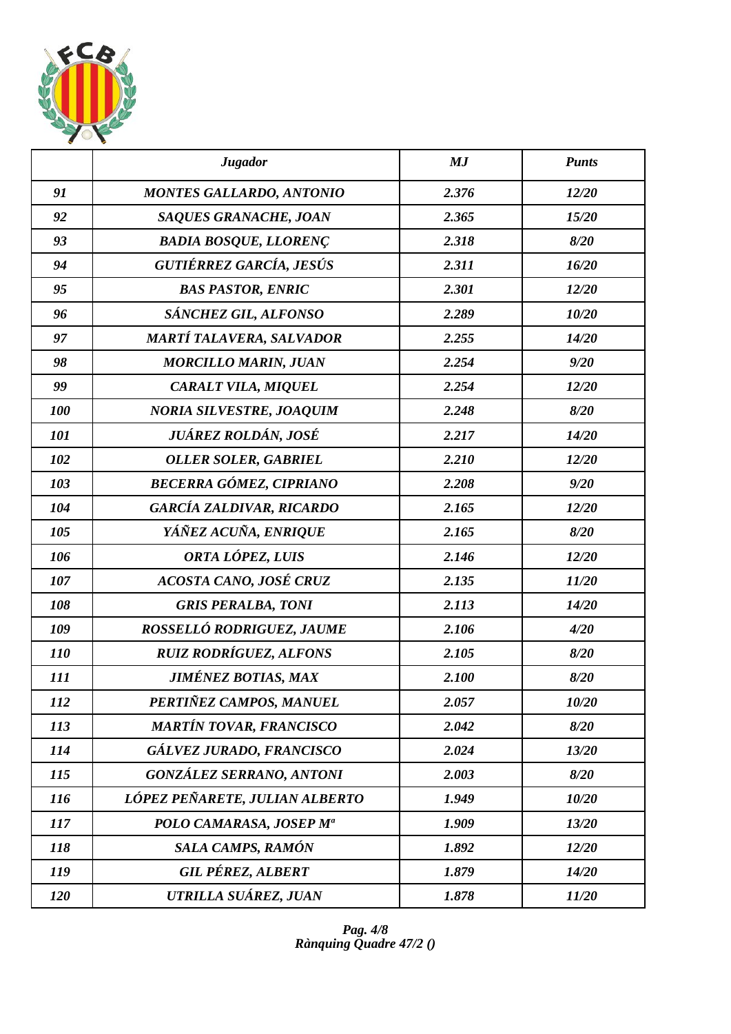|  | *Jugador* | *MJ* | *Punts* |
|---|---|---|---|
| *91* | *MONTES GALLARDO, ANTONIO* | *2.376* | *12/20* |
| *92* | *SAQUES GRANACHE, JOAN* | *2.365* | *15/20* |
| *93* | *BADIA BOSQUE, LLORENÇ* | *2.318* | *8/20* |
| *94* | *GUTIÉRREZ GARCÍA, JESÚS* | *2.311* | *16/20* |
| *95* | *BAS PASTOR, ENRIC* | *2.301* | *12/20* |
| *96* | *SÁNCHEZ GIL, ALFONSO* | *2.289* | *10/20* |
| *97* | *MARTÍ TALAVERA, SALVADOR* | *2.255* | *14/20* |
| *98* | *MORCILLO MARIN, JUAN* | *2.254* | *9/20* |
| *99* | *CARALT VILA, MIQUEL* | *2.254* | *12/20* |
| *100* | *NORIA SILVESTRE, JOAQUIM* | *2.248* | *8/20* |
| *101* | *JUÁREZ ROLDÁN, JOSÉ* | *2.217* | *14/20* |
| *102* | *OLLER SOLER, GABRIEL* | *2.210* | *12/20* |
| *103* | *BECERRA GÓMEZ, CIPRIANO* | *2.208* | *9/20* |
| *104* | *GARCÍA ZALDIVAR, RICARDO* | *2.165* | *12/20* |
| *105* | *YÁÑEZ ACUÑA, ENRIQUE* | *2.165* | *8/20* |
| *106* | *ORTA LÓPEZ, LUIS* | *2.146* | *12/20* |
| *107* | *ACOSTA CANO, JOSÉ CRUZ* | *2.135* | *11/20* |
| *108* | *GRIS PERALBA, TONI* | *2.113* | *14/20* |
| *109* | *ROSSELLÓ RODRIGUEZ, JAUME* | *2.106* | *4/20* |
| *110* | *RUIZ RODRÍGUEZ, ALFONS* | *2.105* | *8/20* |
| *111* | *JIMÉNEZ BOTIAS, MAX* | *2.100* | *8/20* |
| *112* | *PERTIÑEZ CAMPOS, MANUEL* | *2.057* | *10/20* |
| *113* | *MARTÍN TOVAR, FRANCISCO* | *2.042* | *8/20* |
| *114* | *GÁLVEZ JURADO, FRANCISCO* | *2.024* | *13/20* |
| *115* | *GONZÁLEZ SERRANO, ANTONI* | *2.003* | *8/20* |
| *116* | *LÓPEZ PEÑARETE, JULIAN ALBERTO* | *1.949* | *10/20* |
| *117* | *POLO CAMARASA, JOSEP Mª* | *1.909* | *13/20* |
| *118* | *SALA CAMPS, RAMÓN* | *1.892* | *12/20* |
| *119* | *GIL PÉREZ, ALBERT* | *1.879* | *14/20* |
| *120* | *UTRILLA SUÁREZ, JUAN* | *1.878* | *11/20* |

*Rànquing Quadre 47/2 ()*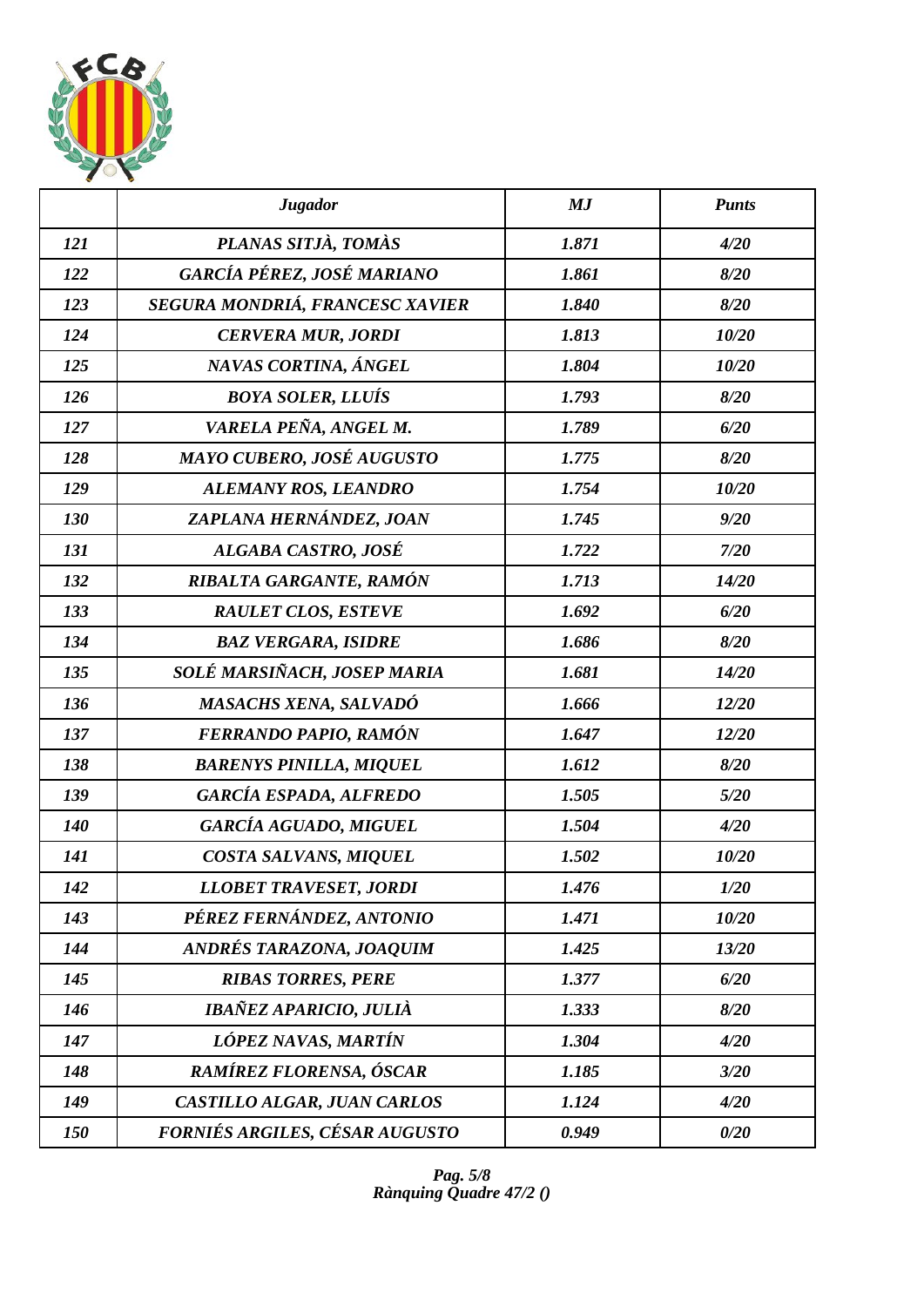|  | *Jugador* | *MJ* | *Punts* |
|---|---|---|---|
| *121* | *PLANAS SITJÀ, TOMÀS* | *1.871* | *4/20* |
| *122* | *GARCÍA PÉREZ, JOSÉ MARIANO* | *1.861* | *8/20* |
| *123* | *SEGURA MONDRIÁ, FRANCESC XAVIER* | *1.840* | *8/20* |
| *124* | *CERVERA MUR, JORDI* | *1.813* | *10/20* |
| *125* | *NAVAS CORTINA, ÁNGEL* | *1.804* | *10/20* |
| *126* | *BOYA SOLER, LLUÍS* | *1.793* | *8/20* |
| *127* | *VARELA PEÑA, ANGEL M.* | *1.789* | *6/20* |
| *128* | *MAYO CUBERO, JOSÉ AUGUSTO* | *1.775* | *8/20* |
| *129* | *ALEMANY ROS, LEANDRO* | *1.754* | *10/20* |
| *130* | *ZAPLANA HERNÁNDEZ, JOAN* | *1.745* | *9/20* |
| *131* | *ALGABA CASTRO, JOSÉ* | *1.722* | *7/20* |
| *132* | *RIBALTA GARGANTE, RAMÓN* | *1.713* | *14/20* |
| *133* | *RAULET CLOS, ESTEVE* | *1.692* | *6/20* |
| *134* | *BAZ VERGARA, ISIDRE* | *1.686* | *8/20* |
| *135* | *SOLÉ MARSIÑACH, JOSEP MARIA* | *1.681* | *14/20* |
| *136* | *MASACHS XENA, SALVADÓ* | *1.666* | *12/20* |
| *137* | *FERRANDO PAPIO, RAMÓN* | *1.647* | *12/20* |
| *138* | *BARENYS PINILLA, MIQUEL* | *1.612* | *8/20* |
| *139* | *GARCÍA ESPADA, ALFREDO* | *1.505* | *5/20* |
| *140* | *GARCÍA AGUADO, MIGUEL* | *1.504* | *4/20* |
| *141* | *COSTA SALVANS, MIQUEL* | *1.502* | *10/20* |
| *142* | *LLOBET TRAVESET, JORDI* | *1.476* | *1/20* |
| *143* | *PÉREZ FERNÁNDEZ, ANTONIO* | *1.471* | *10/20* |
| *144* | *ANDRÉS TARAZONA, JOAQUIM* | *1.425* | *13/20* |
| *145* | *RIBAS TORRES, PERE* | *1.377* | *6/20* |
| *146* | *IBAÑEZ APARICIO, JULIÀ* | *1.333* | *8/20* |
| *147* | *LÓPEZ NAVAS, MARTÍN* | *1.304* | *4/20* |
| *148* | *RAMÍREZ FLORENSA, ÓSCAR* | *1.185* | *3/20* |
| *149* | *CASTILLO ALGAR, JUAN CARLOS* | *1.124* | *4/20* |
| *150* | *FORNIÉS ARGILES, CÉSAR AUGUSTO* | *0.949* | *0/20* |

*Rànquing Quadre 47/2 ()*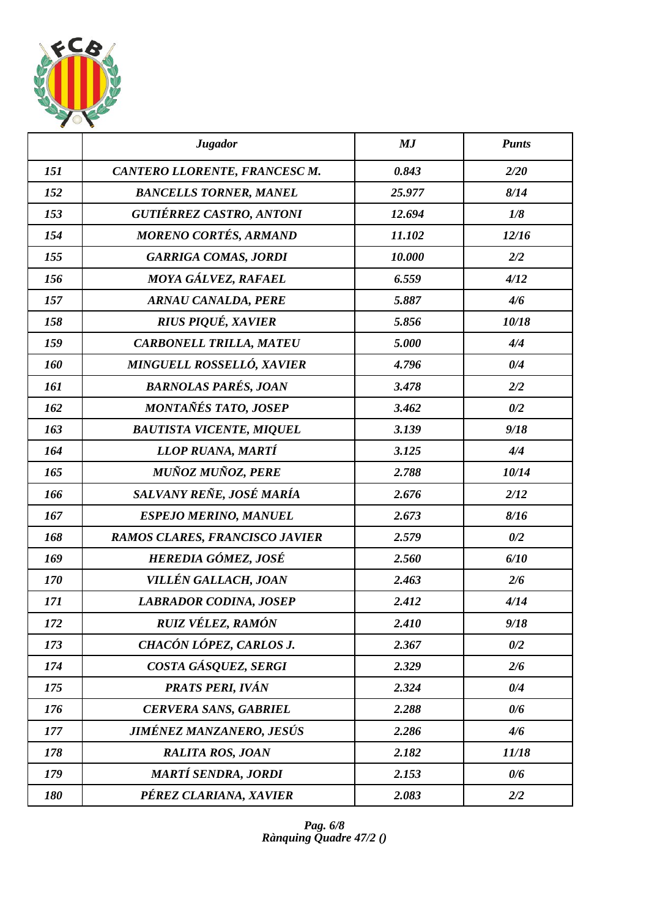|  | *Jugador* | *MJ* | *Punts* |
|---|---|---|---|
| *151* | *CANTERO LLORENTE, FRANCESC M.* | *0.843* | *2/20* |
| *152* | *BANCELLS TORNER, MANEL* | *25.977* | *8/14* |
| *153* | *GUTIÉRREZ CASTRO, ANTONI* | *12.694* | *1/8* |
| *154* | *MORENO CORTÉS, ARMAND* | *11.102* | *12/16* |
| *155* | *GARRIGA COMAS, JORDI* | *10.000* | *2/2* |
| *156* | *MOYA GÁLVEZ, RAFAEL* | *6.559* | *4/12* |
| *157* | *ARNAU CANALDA, PERE* | *5.887* | *4/6* |
| *158* | *RIUS PIQUÉ, XAVIER* | *5.856* | *10/18* |
| *159* | *CARBONELL TRILLA, MATEU* | *5.000* | *4/4* |
| *160* | *MINGUELL ROSSELLÓ, XAVIER* | *4.796* | *0/4* |
| *161* | *BARNOLAS PARÉS, JOAN* | *3.478* | *2/2* |
| *162* | *MONTAÑÉS TATO, JOSEP* | *3.462* | *0/2* |
| *163* | *BAUTISTA VICENTE, MIQUEL* | *3.139* | *9/18* |
| *164* | *LLOP RUANA, MARTÍ* | *3.125* | *4/4* |
| *165* | *MUÑOZ MUÑOZ, PERE* | *2.788* | *10/14* |
| *166* | *SALVANY REÑE, JOSÉ MARÍA* | *2.676* | *2/12* |
| *167* | *ESPEJO MERINO, MANUEL* | *2.673* | *8/16* |
| *168* | *RAMOS CLARES, FRANCISCO JAVIER* | *2.579* | *0/2* |
| *169* | *HEREDIA GÓMEZ, JOSÉ* | *2.560* | *6/10* |
| *170* | *VILLÉN GALLACH, JOAN* | *2.463* | *2/6* |
| *171* | *LABRADOR CODINA, JOSEP* | *2.412* | *4/14* |
| *172* | *RUIZ VÉLEZ, RAMÓN* | *2.410* | *9/18* |
| *173* | *CHACÓN LÓPEZ, CARLOS J.* | *2.367* | *0/2* |
| *174* | *COSTA GÁSQUEZ, SERGI* | *2.329* | *2/6* |
| *175* | *PRATS PERI, IVÁN* | *2.324* | *0/4* |
| *176* | *CERVERA SANS, GABRIEL* | *2.288* | *0/6* |
| *177* | *JIMÉNEZ MANZANERO, JESÚS* | *2.286* | *4/6* |
| *178* | *RALITA ROS, JOAN* | *2.182* | *11/18* |
| *179* | *MARTÍ SENDRA, JORDI* | *2.153* | *0/6* |
| *180* | *PÉREZ CLARIANA, XAVIER* | *2.083* | *2/2* |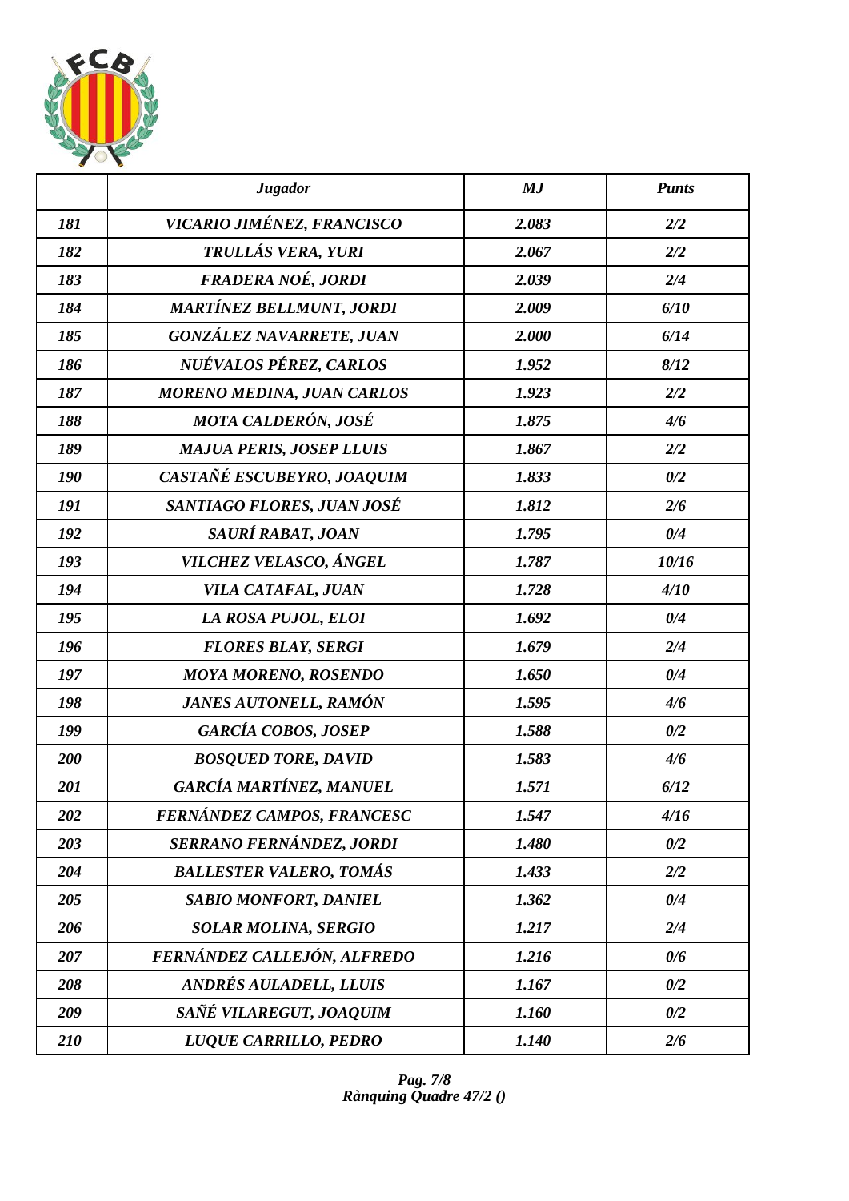| | *Jugador* | *MJ* | *Punts* |
|---|---|---|---|
| *181* | *VICARIO JIMÉNEZ, FRANCISCO* | *2.083* | *2/2* |
| *182* | *TRULLÁS VERA, YURI* | *2.067* | *2/2* |
| *183* | *FRADERA NOÉ, JORDI* | *2.039* | *2/4* |
| *184* | *MARTÍNEZ BELLMUNT, JORDI* | *2.009* | *6/10* |
| *185* | *GONZÁLEZ NAVARRETE, JUAN* | *2.000* | *6/14* |
| *186* | *NUÉVALOS PÉREZ, CARLOS* | *1.952* | *8/12* |
| *187* | *MORENO MEDINA, JUAN CARLOS* | *1.923* | *2/2* |
| *188* | *MOTA CALDERÓN, JOSÉ* | *1.875* | *4/6* |
| *189* | *MAJUA PERIS, JOSEP LLUIS* | *1.867* | *2/2* |
| *190* | *CASTAÑÉ ESCUBEYRO, JOAQUIM* | *1.833* | *0/2* |
| *191* | *SANTIAGO FLORES, JUAN JOSÉ* | *1.812* | *2/6* |
| *192* | *SAURÍ RABAT, JOAN* | *1.795* | *0/4* |
| *193* | *VILCHEZ VELASCO, ÁNGEL* | *1.787* | *10/16* |
| *194* | *VILA CATAFAL, JUAN* | *1.728* | *4/10* |
| *195* | *LA ROSA PUJOL, ELOI* | *1.692* | *0/4* |
| *196* | *FLORES BLAY, SERGI* | *1.679* | *2/4* |
| *197* | *MOYA MORENO, ROSENDO* | *1.650* | *0/4* |
| *198* | *JANES AUTONELL, RAMÓN* | *1.595* | *4/6* |
| *199* | *GARCÍA COBOS, JOSEP* | *1.588* | *0/2* |
| *200* | *BOSQUED TORE, DAVID* | *1.583* | *4/6* |
| *201* | *GARCÍA MARTÍNEZ, MANUEL* | *1.571* | *6/12* |
| *202* | *FERNÁNDEZ CAMPOS, FRANCESC* | *1.547* | *4/16* |
| *203* | *SERRANO FERNÁNDEZ, JORDI* | *1.480* | *0/2* |
| *204* | *BALLESTER VALERO, TOMÁS* | *1.433* | *2/2* |
| *205* | *SABIO MONFORT, DANIEL* | *1.362* | *0/4* |
| *206* | *SOLAR MOLINA, SERGIO* | *1.217* | *2/4* |
| *207* | *FERNÁNDEZ CALLEJÓN, ALFREDO* | *1.216* | *0/6* |
| *208* | *ANDRÉS AULADELL, LLUIS* | *1.167* | *0/2* |
| *209* | *SAÑÉ VILAREGUT, JOAQUIM* | *1.160* | *0/2* |
| *210* | *LUQUE CARRILLO, PEDRO* | *1.140* | *2/6* |

*Rànquing Quadre 47/2 ()*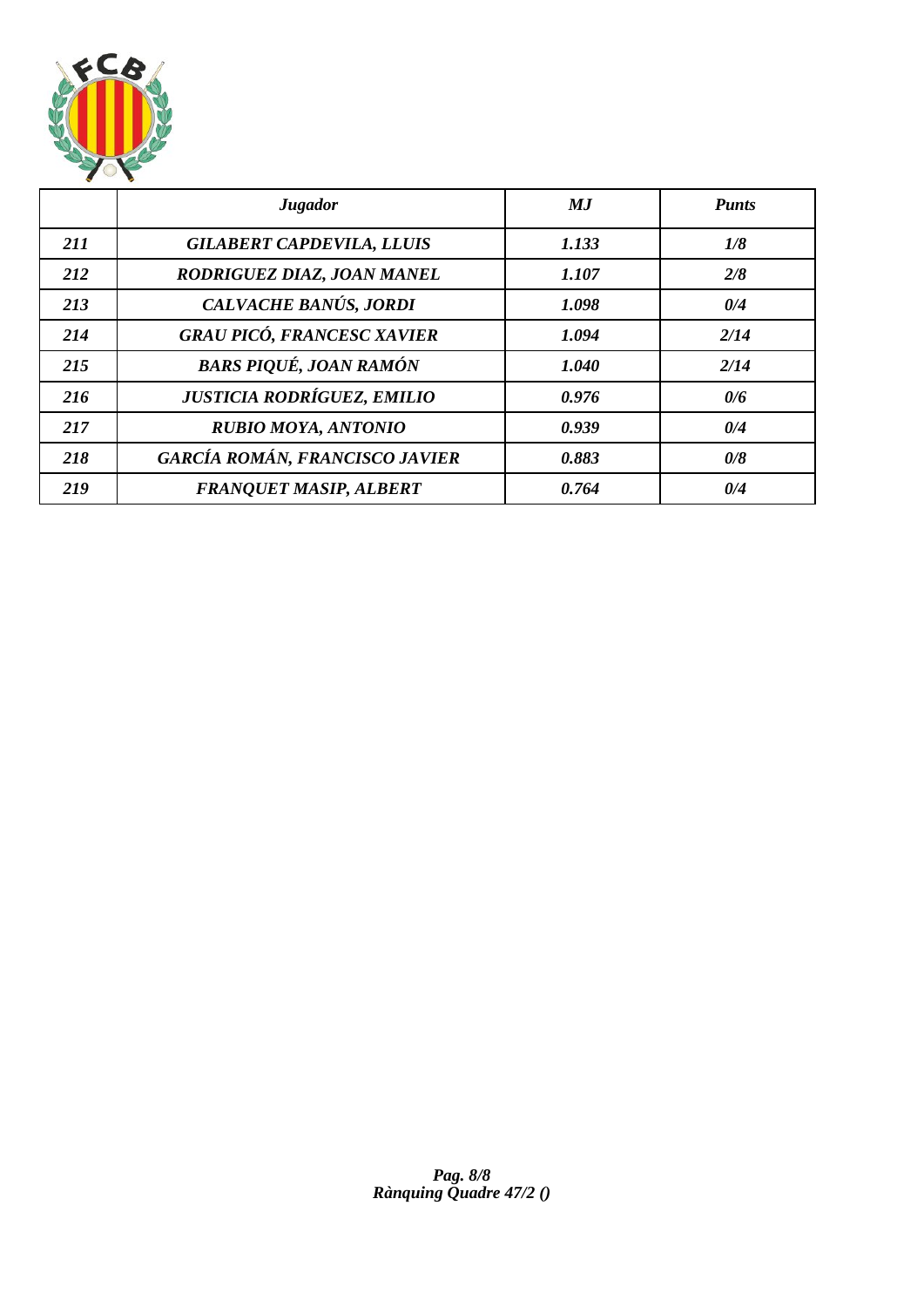| | *Jugador* | *MJ* | *Punts* |
|---|---|---|---|
| *211* | *GILABERT CAPDEVILA, LLUIS* | *1.133* | *1/8* |
| *212* | *RODRIGUEZ DIAZ, JOAN MANEL* | *1.107* | *2/8* |
| *213* | *CALVACHE BANÚS, JORDI* | *1.098* | *0/4* |
| *214* | *GRAU PICÓ, FRANCESC XAVIER* | *1.094* | *2/14* |
| *215* | *BARS PIQUÉ, JOAN RAMÓN* | *1.040* | *2/14* |
| *216* | *JUSTICIA RODRÍGUEZ, EMILIO* | *0.976* | *0/6* |
| *217* | *RUBIO MOYA, ANTONIO* | *0.939* | *0/4* |
| *218* | *GARCÍA ROMÁN, FRANCISCO JAVIER* | *0.883* | *0/8* |
| *219* | *FRANQUET MASIP, ALBERT* | *0.764* | *0/4* |

*Rànquing Quadre 47/2 ()*